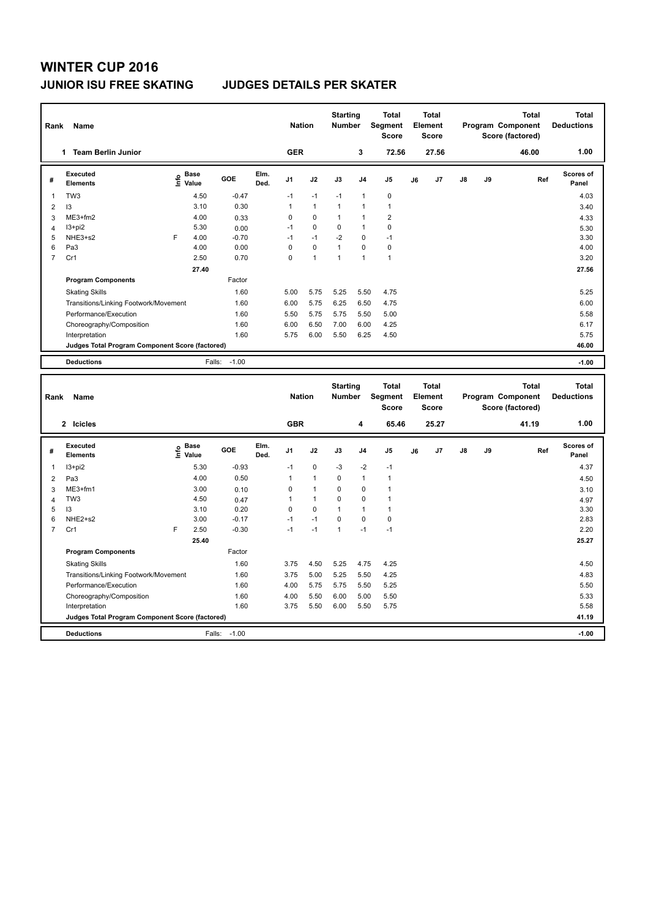# WINTER CUP 2016

## JUNIOR ISU FREE SKATING JUDGES DETAILS PER SKATER

| Rank | Name | Nation | Starting Number | Total Segment Score | Total Element Score | Total Program Component Score (factored) | Total Deductions |
|---|---|---|---|---|---|---|---|
| 1 | Team Berlin Junior | GER | 3 | 72.56 | 27.56 | 46.00 | 1.00 |

| # | Executed Elements | Info | Base Value | GOE | Elm. Ded. | J1 | J2 | J3 | J4 | J5 | J6 | J7 | J8 | J9 | Ref | Scores of Panel |
|---|---|---|---|---|---|---|---|---|---|---|---|---|---|---|---|---|
| 1 | TW3 | | 4.50 | -0.47 | | -1 | -1 | -1 | 1 | 0 | | | | | | 4.03 |
| 2 | I3 | | 3.10 | 0.30 | | 1 | 1 | 1 | 1 | 1 | | | | | | 3.40 |
| 3 | ME3+fm2 | | 4.00 | 0.33 | | 0 | 0 | 1 | 1 | 2 | | | | | | 4.33 |
| 4 | I3+pi2 | | 5.30 | 0.00 | | -1 | 0 | 0 | 1 | 0 | | | | | | 5.30 |
| 5 | NHE3+s2 | F | 4.00 | -0.70 | | -1 | -1 | -2 | 0 | -1 | | | | | | 3.30 |
| 6 | Pa3 | | 4.00 | 0.00 | | 0 | 0 | 1 | 0 | 0 | | | | | | 4.00 |
| 7 | Cr1 | | 2.50 | 0.70 | | 0 | 1 | 1 | 1 | 1 | | | | | | 3.20 |
| | | | 27.40 | | | | | | | | | | | | | 27.56 |
| | **Program Components** | | | Factor | | | | | | | | | | | | |
| | Skating Skills | | | 1.60 | | 5.00 | 5.75 | 5.25 | 5.50 | 4.75 | | | | | | 5.25 |
| | Transitions/Linking Footwork/Movement | | | 1.60 | | 6.00 | 5.75 | 6.25 | 6.50 | 4.75 | | | | | | 6.00 |
| | Performance/Execution | | | 1.60 | | 5.50 | 5.75 | 5.75 | 5.50 | 5.00 | | | | | | 5.58 |
| | Choreography/Composition | | | 1.60 | | 6.00 | 6.50 | 7.00 | 6.00 | 4.25 | | | | | | 6.17 |
| | Interpretation | | | 1.60 | | 5.75 | 6.00 | 5.50 | 6.25 | 4.50 | | | | | | 5.75 |
| | **Judges Total Program Component Score (factored)** | | | | | | | | | | | | | | | 46.00 |
| | **Deductions** | | Falls: | -1.00 | | | | | | | | | | | | -1.00 |

| Rank | Name | Nation | Starting Number | Total Segment Score | Total Element Score | Total Program Component Score (factored) | Total Deductions |
|---|---|---|---|---|---|---|---|
| 2 | Icicles | GBR | 4 | 65.46 | 25.27 | 41.19 | 1.00 |

| # | Executed Elements | Info | Base Value | GOE | Elm. Ded. | J1 | J2 | J3 | J4 | J5 | J6 | J7 | J8 | J9 | Ref | Scores of Panel |
|---|---|---|---|---|---|---|---|---|---|---|---|---|---|---|---|---|
| 1 | I3+pi2 | | 5.30 | -0.93 | | -1 | 0 | -3 | -2 | -1 | | | | | | 4.37 |
| 2 | Pa3 | | 4.00 | 0.50 | | 1 | 1 | 0 | 1 | 1 | | | | | | 4.50 |
| 3 | ME3+fm1 | | 3.00 | 0.10 | | 0 | 1 | 0 | 0 | 1 | | | | | | 3.10 |
| 4 | TW3 | | 4.50 | 0.47 | | 1 | 1 | 0 | 0 | 1 | | | | | | 4.97 |
| 5 | I3 | | 3.10 | 0.20 | | 0 | 0 | 1 | 1 | 1 | | | | | | 3.30 |
| 6 | NHE2+s2 | | 3.00 | -0.17 | | -1 | -1 | 0 | 0 | 0 | | | | | | 2.83 |
| 7 | Cr1 | F | 2.50 | -0.30 | | -1 | -1 | 1 | -1 | -1 | | | | | | 2.20 |
| | | | 25.40 | | | | | | | | | | | | | 25.27 |
| | **Program Components** | | | Factor | | | | | | | | | | | | |
| | Skating Skills | | | 1.60 | | 3.75 | 4.50 | 5.25 | 4.75 | 4.25 | | | | | | 4.50 |
| | Transitions/Linking Footwork/Movement | | | 1.60 | | 3.75 | 5.00 | 5.25 | 5.50 | 4.25 | | | | | | 4.83 |
| | Performance/Execution | | | 1.60 | | 4.00 | 5.75 | 5.75 | 5.50 | 5.25 | | | | | | 5.50 |
| | Choreography/Composition | | | 1.60 | | 4.00 | 5.50 | 6.00 | 5.00 | 5.50 | | | | | | 5.33 |
| | Interpretation | | | 1.60 | | 3.75 | 5.50 | 6.00 | 5.50 | 5.75 | | | | | | 5.58 |
| | **Judges Total Program Component Score (factored)** | | | | | | | | | | | | | | | 41.19 |
| | **Deductions** | | Falls: | -1.00 | | | | | | | | | | | | -1.00 |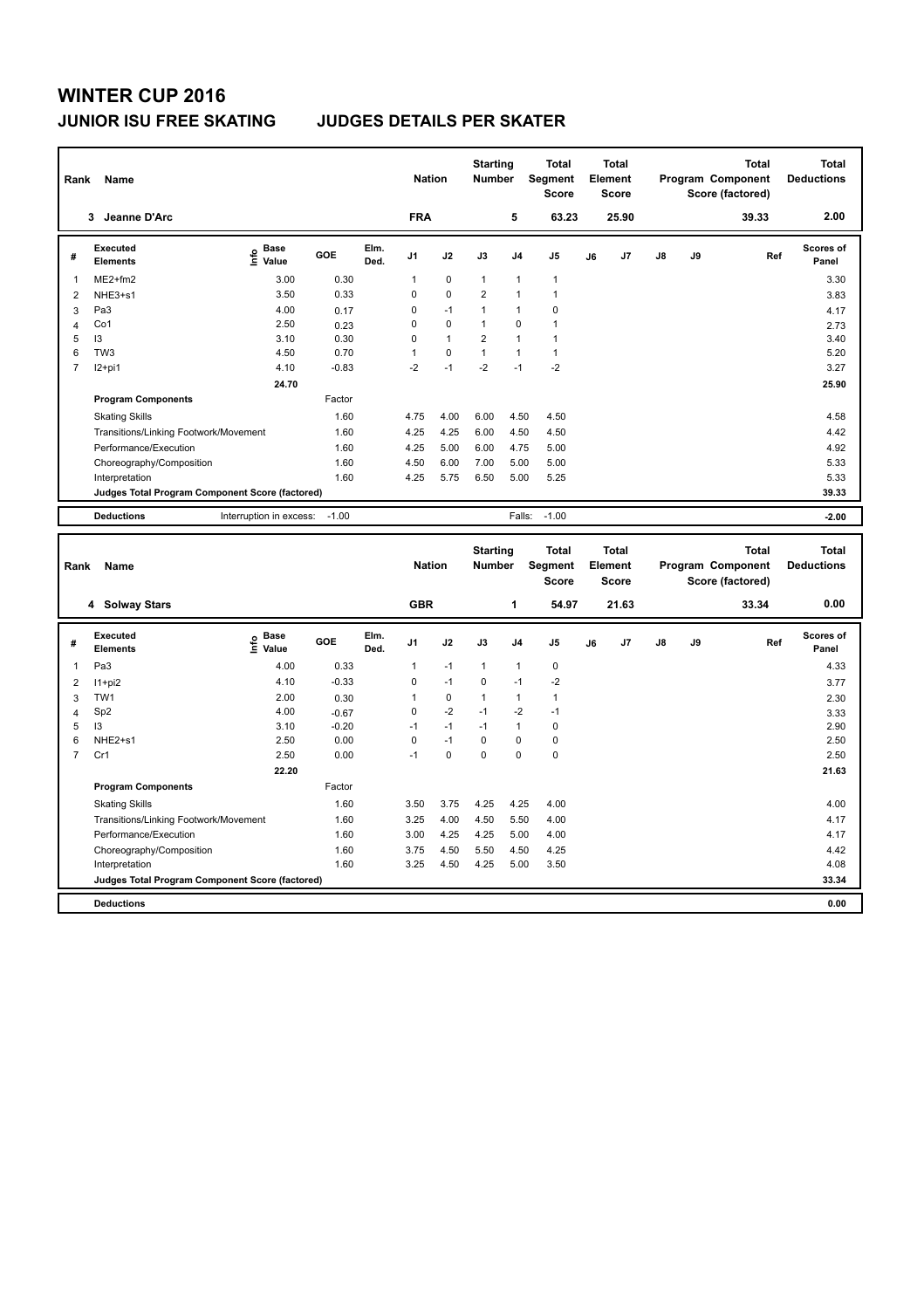# WINTER CUP 2016

## JUNIOR ISU FREE SKATING — JUDGES DETAILS PER SKATER

| Rank | Name | Nation | Starting Number | Total Segment Score | Total Element Score | Total Program Component Score (factored) | Total Deductions |
|---|---|---|---|---|---|---|---|
| 3 | Jeanne D'Arc | FRA | 5 | 63.23 | 25.90 | 39.33 | 2.00 |

| # | Executed Elements | Info | Base Value | GOE | Elm. Ded. | J1 | J2 | J3 | J4 | J5 | J6 | J7 | J8 | J9 | Ref | Scores of Panel |
|---|---|---|---|---|---|---|---|---|---|---|---|---|---|---|---|---|
| 1 | ME2+fm2 | | 3.00 | 0.30 | | 1 | 0 | 1 | 1 | 1 | | | | | | 3.30 |
| 2 | NHE3+s1 | | 3.50 | 0.33 | | 0 | 0 | 2 | 1 | 1 | | | | | | 3.83 |
| 3 | Pa3 | | 4.00 | 0.17 | | 0 | -1 | 1 | 1 | 0 | | | | | | 4.17 |
| 4 | Co1 | | 2.50 | 0.23 | | 0 | 0 | 1 | 0 | 1 | | | | | | 2.73 |
| 5 | I3 | | 3.10 | 0.30 | | 0 | 1 | 2 | 1 | 1 | | | | | | 3.40 |
| 6 | TW3 | | 4.50 | 0.70 | | 1 | 0 | 1 | 1 | 1 | | | | | | 5.20 |
| 7 | I2+pi1 | | 4.10 | -0.83 | | -2 | -1 | -2 | -1 | -2 | | | | | | 3.27 |
| | | | 24.70 | | | | | | | | | | | | | 25.90 |
| | **Program Components** | | | Factor | | | | | | | | | | | | |
| | Skating Skills | | | 1.60 | | 4.75 | 4.00 | 6.00 | 4.50 | 4.50 | | | | | | 4.58 |
| | Transitions/Linking Footwork/Movement | | | 1.60 | | 4.25 | 4.25 | 6.00 | 4.50 | 4.50 | | | | | | 4.42 |
| | Performance/Execution | | | 1.60 | | 4.25 | 5.00 | 6.00 | 4.75 | 5.00 | | | | | | 4.92 |
| | Choreography/Composition | | | 1.60 | | 4.50 | 6.00 | 7.00 | 5.00 | 5.00 | | | | | | 5.33 |
| | Interpretation | | | 1.60 | | 4.25 | 5.75 | 6.50 | 5.00 | 5.25 | | | | | | 5.33 |
| | Judges Total Program Component Score (factored) | | | | | | | | | | | | | | | 39.33 |
| | **Deductions** | Interruption in excess: | | -1.00 | | | | | Falls: | -1.00 | | | | | | -2.00 |

| Rank | Name | Nation | Starting Number | Total Segment Score | Total Element Score | Total Program Component Score (factored) | Total Deductions |
|---|---|---|---|---|---|---|---|
| 4 | Solway Stars | GBR | 1 | 54.97 | 21.63 | 33.34 | 0.00 |

| # | Executed Elements | Info | Base Value | GOE | Elm. Ded. | J1 | J2 | J3 | J4 | J5 | J6 | J7 | J8 | J9 | Ref | Scores of Panel |
|---|---|---|---|---|---|---|---|---|---|---|---|---|---|---|---|---|
| 1 | Pa3 | | 4.00 | 0.33 | | 1 | -1 | 1 | 1 | 0 | | | | | | 4.33 |
| 2 | I1+pi2 | | 4.10 | -0.33 | | 0 | -1 | 0 | -1 | -2 | | | | | | 3.77 |
| 3 | TW1 | | 2.00 | 0.30 | | 1 | 0 | 1 | 1 | 1 | | | | | | 2.30 |
| 4 | Sp2 | | 4.00 | -0.67 | | 0 | -2 | -1 | -2 | -1 | | | | | | 3.33 |
| 5 | I3 | | 3.10 | -0.20 | | -1 | -1 | -1 | 1 | 0 | | | | | | 2.90 |
| 6 | NHE2+s1 | | 2.50 | 0.00 | | 0 | -1 | 0 | 0 | 0 | | | | | | 2.50 |
| 7 | Cr1 | | 2.50 | 0.00 | | -1 | 0 | 0 | 0 | 0 | | | | | | 2.50 |
| | | | 22.20 | | | | | | | | | | | | | 21.63 |
| | **Program Components** | | | Factor | | | | | | | | | | | | |
| | Skating Skills | | | 1.60 | | 3.50 | 3.75 | 4.25 | 4.25 | 4.00 | | | | | | 4.00 |
| | Transitions/Linking Footwork/Movement | | | 1.60 | | 3.25 | 4.00 | 4.50 | 5.50 | 4.00 | | | | | | 4.17 |
| | Performance/Execution | | | 1.60 | | 3.00 | 4.25 | 4.25 | 5.00 | 4.00 | | | | | | 4.17 |
| | Choreography/Composition | | | 1.60 | | 3.75 | 4.50 | 5.50 | 4.50 | 4.25 | | | | | | 4.42 |
| | Interpretation | | | 1.60 | | 3.25 | 4.50 | 4.25 | 5.00 | 3.50 | | | | | | 4.08 |
| | Judges Total Program Component Score (factored) | | | | | | | | | | | | | | | 33.34 |
| | **Deductions** | | | | | | | | | | | | | | | 0.00 |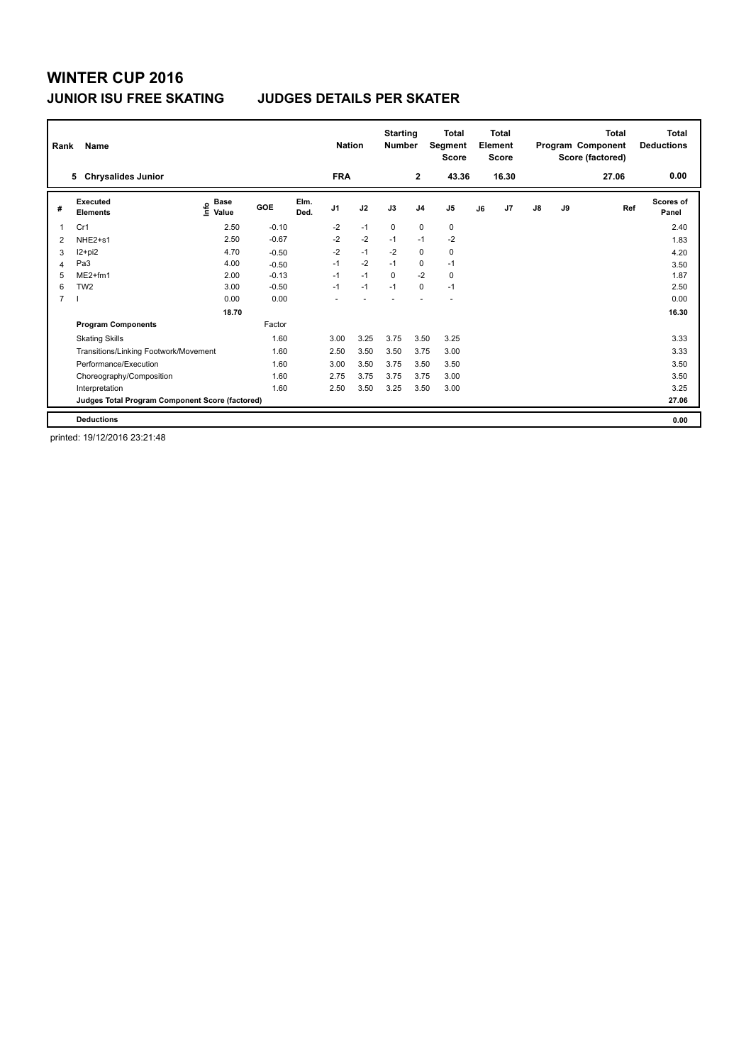# WINTER CUP 2016

## JUNIOR ISU FREE SKATING JUDGES DETAILS PER SKATER

| Rank | Name | Nation | Starting Number | Total Segment Score | Total Element Score | Total Program Component Score (factored) | Total Deductions |
|---|---|---|---|---|---|---|---|
| 5 | Chrysalides Junior | FRA | 2 | 43.36 | 16.30 | 27.06 | 0.00 |

| # | Executed Elements | Info | Base Value | GOE | Elm. Ded. | J1 | J2 | J3 | J4 | J5 | J6 | J7 | J8 | J9 | Ref | Scores of Panel |
|---|---|---|---|---|---|---|---|---|---|---|---|---|---|---|---|---|
| 1 | Cr1 | | 2.50 | -0.10 | | -2 | -1 | 0 | 0 | 0 | | | | | | 2.40 |
| 2 | NHE2+s1 | | 2.50 | -0.67 | | -2 | -2 | -1 | -1 | -2 | | | | | | 1.83 |
| 3 | I2+pi2 | | 4.70 | -0.50 | | -2 | -1 | -2 | 0 | 0 | | | | | | 4.20 |
| 4 | Pa3 | | 4.00 | -0.50 | | -1 | -2 | -1 | 0 | -1 | | | | | | 3.50 |
| 5 | ME2+fm1 | | 2.00 | -0.13 | | -1 | -1 | 0 | -2 | 0 | | | | | | 1.87 |
| 6 | TW2 | | 3.00 | -0.50 | | -1 | -1 | -1 | 0 | -1 | | | | | | 2.50 |
| 7 | I | | 0.00 | 0.00 | | - | - | - | - | - | | | | | | 0.00 |
| | | | 18.70 | | | | | | | | | | | | | 16.30 |
| | **Program Components** | | | Factor | | | | | | | | | | | | |
| | Skating Skills | | | 1.60 | | 3.00 | 3.25 | 3.75 | 3.50 | 3.25 | | | | | | 3.33 |
| | Transitions/Linking Footwork/Movement | | | 1.60 | | 2.50 | 3.50 | 3.50 | 3.75 | 3.00 | | | | | | 3.33 |
| | Performance/Execution | | | 1.60 | | 3.00 | 3.50 | 3.75 | 3.50 | 3.50 | | | | | | 3.50 |
| | Choreography/Composition | | | 1.60 | | 2.75 | 3.75 | 3.75 | 3.75 | 3.00 | | | | | | 3.50 |
| | Interpretation | | | 1.60 | | 2.50 | 3.50 | 3.25 | 3.50 | 3.00 | | | | | | 3.25 |
| | **Judges Total Program Component Score (factored)** | | | | | | | | | | | | | | | 27.06 |
| | **Deductions** | | | | | | | | | | | | | | | 0.00 |

printed: 19/12/2016 23:21:48